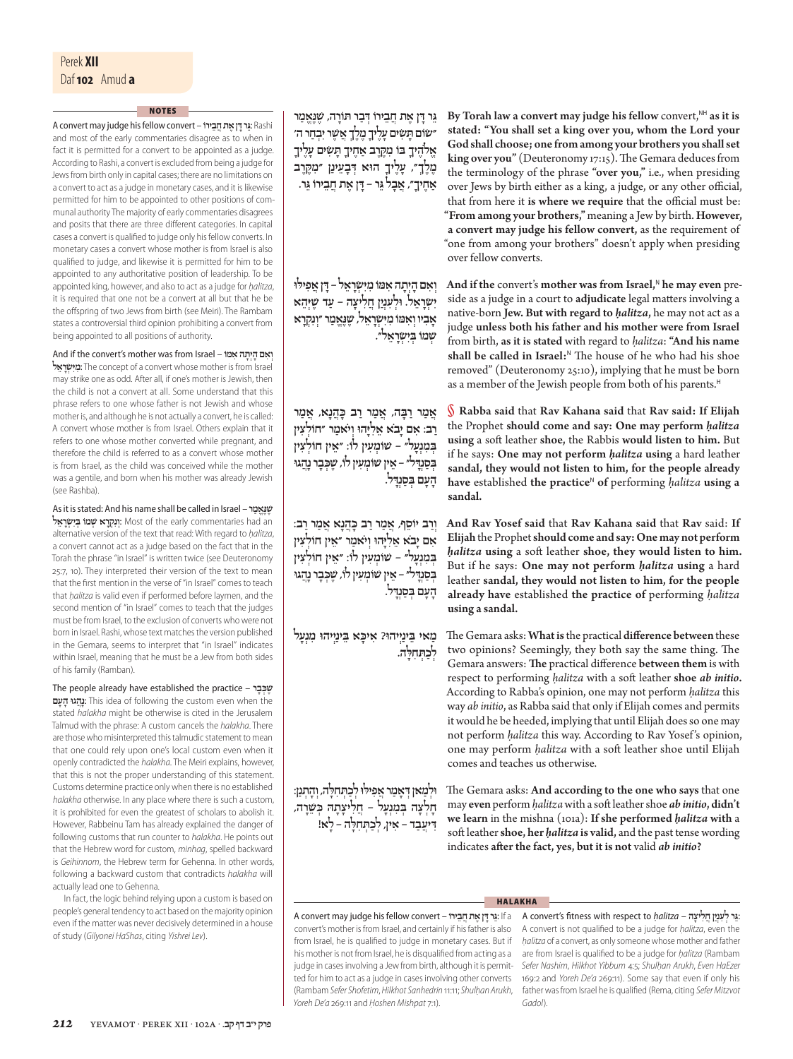## NOTES

A convert may judge his fellow convert – **גֵּר דָּן אֶת חֲבֵירוֹ**: Rashi and most of the early commentaries disagree as to when in fact it is permitted for a convert to be appointed as a judge. According to Rashi, a convert is excluded from being a judge for Jews from birth only in capital cases; there are no limitations on a convert to act as a judge in monetary cases, and it is likewise permitted for him to be appointed to other positions of communal authority The majority of early commentaries disagree and posits that there are three different categories. In capital cases a convert is qualified to judge only his fellow converts. In monetary cases a convert whose mother is from Israel is also qualified to judge, and likewise it is permitted for him to be appointed to any authoritative position of leadership. To be appointed king, however, and also to act as a judge for *ḥalitza*, it is required that one not be a convert at all but that he be the offspring of two Jews from birth (see Meiri). The Rambam states a controversial third opinion prohibiting a convert from being appointed to all positions of authority.

And if the convert's mother was from Israel – **וְאִם הָיְתָה אִמּוֹ מִיִּשְׂרָאֵל**: The concept of a convert whose mother is from Israel may strike one as odd. After all, if one's mother is Jewish, then the child is not a convert at all. Some understand that this phrase refers to one whose father is not Jewish and whose mother is, and although he is not actually a convert, he is called: A convert whose mother is from Israel. Others explain that it refers to one whose mother converted while pregnant, and therefore the child is referred to as a convert whose mother is from Israel, as the child was conceived while the mother was a gentile, and born when his mother was already Jewish (see Rashba).

As it is stated: And his name shall be called in Israel – **שֶׁנֶּאֱמַר וְנִקְרָא שְׁמוֹ בְּיִשְׂרָאֵל**: Most of the early commentaries had an alternative version of the text that read: With regard to *ḥalitza*, a convert cannot act as a judge based on the fact that in the Torah the phrase "in Israel" is written twice (see Deuteronomy 25:7, 10). They interpreted their version of the text to mean that the first mention in the verse of "in Israel" comes to teach that *ḥalitza* is valid even if performed before laymen, and the second mention of "in Israel" comes to teach that the judges must be from Israel, to the exclusion of converts who were not born in Israel. Rashi, whose text matches the version published in the Gemara, seems to interpret that "in Israel" indicates within Israel, meaning that he must be a Jew from both sides of his family (Ramban).

The people already have established the practice – **שֶׁכְּבָר נָהֲגוּ הָעָם**: This idea of following the custom even when the stated *halakha* might be otherwise is cited in the Jerusalem Talmud with the phrase: A custom cancels the *halakha*. There are those who misinterpreted this talmudic statement to mean that one could rely upon one's local custom even when it openly contradicted the *halakha*. The Meiri explains, however, that this is not the proper understanding of this statement. Customs determine practice only when there is no established *halakha* otherwise. In any place where there is such a custom, it is prohibited for even the greatest of scholars to abolish it. However, Rabbeinu Tam has already explained the danger of following customs that run counter to *halakha*. He points out that the Hebrew word for custom, *minhag*, spelled backward is *Geihinnom*, the Hebrew term for Gehenna. In other words, following a backward custom that contradicts *halakha* will actually lead one to Gehenna.

In fact, the logic behind relying upon a custom is based on people's general tendency to act based on the majority opinion even if the matter was never decisively determined in a house of study (*Gilyonei HaShas*, citing *Yishrei Lev*).

---

גֵּר דָּן אֶת חֲבֵירוֹ דְּבַר תּוֹרָה, שֶׁנֶּאֱמַר ״שׂוֹם תָּשִׂים עָלֶיךָ מֶלֶךְ אֲשֶׁר יִבְחַר ה׳ אֱלֹהֶיךָ בּוֹ מִקֶּרֶב אַחֶיךָ תָּשִׂים עָלֶיךָ מֶלֶךְ״, עָלֶיךָ הוּא דְּבָעֵינַן ״מִקֶּרֶב אַחֶיךָ״, אֲבָל גֵּר – דָּן אֶת חֲבֵירוֹ גֵּר.

**By Torah law a convert may judge his fellow** convert,[NH] **as it is stated: "You shall set a king over you, whom the Lord your God shall choose; one from among your brothers you shall set king over you"** (Deuteronomy 17:15). The Gemara deduces from the terminology of the phrase **"over you,"** i.e., when presiding over Jews by birth either as a king, a judge, or any other official, that from here it **is where we require** that the official must be: **"From among your brothers,"** meaning a Jew by birth. **However, a convert may judge his fellow convert,** as the requirement of "one from among your brothers" doesn't apply when presiding over fellow converts.

וְאִם הָיְתָה אִמּוֹ מִיִּשְׂרָאֵל – דָּן אֲפִילּוּ יִשְׂרָאֵל. וּלְעִנְיַן חֲלִיצָה – עַד שֶׁיְּהֵא אָבִיו וְאִמּוֹ מִיִּשְׂרָאֵל, שֶׁנֶּאֱמַר ״וְנִקְרָא שְׁמוֹ בְּיִשְׂרָאֵל״.

**And if the** convert's **mother was from Israel,**[N] **he may even** preside as a judge in a court to **adjudicate** legal matters involving a native-born **Jew. But with regard to *ḥalitza*,** he may not act as a judge **unless both his father and his mother were from Israel** from birth, **as it is stated** with regard to *ḥalitza*: **"And his name shall be called in Israel:**[N] The house of he who had his shoe removed" (Deuteronomy 25:10), implying that he must be born as a member of the Jewish people from both of his parents.[H]

אָמַר רַבָּה, אָמַר רַב כָּהֲנָא, אָמַר רַב: אִם יָבֹא אֵלִיָּהוּ וְיֹאמַר ״חוֹלְצִין בְּמִנְעָל״ – שׁוֹמְעִין לוֹ: ״אֵין חוֹלְצִין בְּסַנְדָּל״ – אֵין שׁוֹמְעִין לוֹ, שֶׁכְּבָר נָהֲגוּ הָעָם בְּסַנְדָּל.

§ **Rabba said** that **Rav Kahana said** that **Rav said: If Elijah** the Prophet **should come and say: One may perform *ḥalitza* using** a soft leather **shoe,** the Rabbis **would listen to him.** But if he says: **One may not perform *ḥalitza* using** a hard leather **sandal, they would not listen to him, for the people already have** established **the practice**[N] **of** performing *ḥalitza* **using a sandal.**

וְרַב יוֹסֵף, אָמַר רַב כָּהֲנָא אָמַר רַב: אִם יָבֹא אֵלִיָּהוּ וְיֹאמַר ״אֵין חוֹלְצִין בְּמִנְעָל״ – שׁוֹמְעִין לוֹ: ״אֵין חוֹלְצִין בְּסַנְדָּל״ – אֵין שׁוֹמְעִין לוֹ, שֶׁכְּבָר נָהֲגוּ הָעָם בְּסַנְדָּל.

**And Rav Yosef said** that **Rav Kahana said** that **Rav** said: **If Elijah** the Prophet **should come and say: One may not perform *ḥalitza* using** a soft leather **shoe, they would listen to him.** But if he says: **One may not perform *ḥalitza* using** a hard leather **sandal, they would not listen to him, for the people already have** established **the practice of** performing *ḥalitza* **using a sandal.**

מַאי בֵּינַיְיהוּ? אִיכָּא בֵּינַיְיהוּ מִנְעָל לְכַתְּחִלָּה.

The Gemara asks: **What is** the practical **difference between** these two opinions? Seemingly, they both say the same thing. The Gemara answers: **The** practical difference **between them** is with respect to performing *ḥalitza* with a soft leather **shoe *ab initio*.** According to Rabba's opinion, one may not perform *ḥalitza* this way *ab initio*, as Rabba said that only if Elijah comes and permits it would he be heeded, implying that until Elijah does so one may not perform *ḥalitza* this way. According to Rav Yosef's opinion, one may perform *ḥalitza* with a soft leather shoe until Elijah comes and teaches us otherwise.

וּלְמַאן דְּאָמַר אֲפִילּוּ לְכַתְּחִלָּה, וְהָתְנַן: חָלְצָה בְּמִנְעָל – חֲלִיצָתָהּ כְּשֵׁרָה, דִּיעֲבַד – אִין, לְכַתְּחִלָּה – לָא!

The Gemara asks: **And according to the one who says** that one may **even** perform *ḥalitza* with a soft leather shoe ***ab initio*, didn't we learn** in the mishna (101a): **If she performed *ḥalitza* with** a soft leather **shoe, her *ḥalitza* is valid,** and the past tense wording indicates **after the fact, yes, but it is not** valid ***ab initio*?**

## HALAKHA

A convert may judge his fellow convert – **גֵּר דָּן אֶת חֲבֵירוֹ**: If a convert's mother is from Israel, and certainly if his father is also from Israel, he is qualified to judge in monetary cases. But if his mother is not from Israel, he is disqualified from acting as a judge in cases involving a Jew from birth, although it is permitted for him to act as a judge in cases involving other converts (Rambam *Sefer Shofetim*, *Hilkhot Sanhedrin* 11:11; *Shulḥan Arukh*, *Yoreh De'a* 269:11 and *Ḥoshen Mishpat* 7:1).

A convert's fitness with respect to *ḥalitza* – **גֵּר לְעִנְיַן חֲלִיצָה**: A convert is not qualified to be a judge for *ḥalitza*, even the *halitza* of a convert, as only someone whose mother and father are from Israel is qualified to be a judge for *ḥalitza* (Rambam *Sefer Nashim*, *Hilkhot Yibbum* 4:5; *Shulḥan Arukh*, *Even HaEzer* 169:2 and *Yoreh De'a* 269:11). Some say that even if only his father was from Israel he is qualified (Rema, citing *Sefer Mitzvot Gadol*).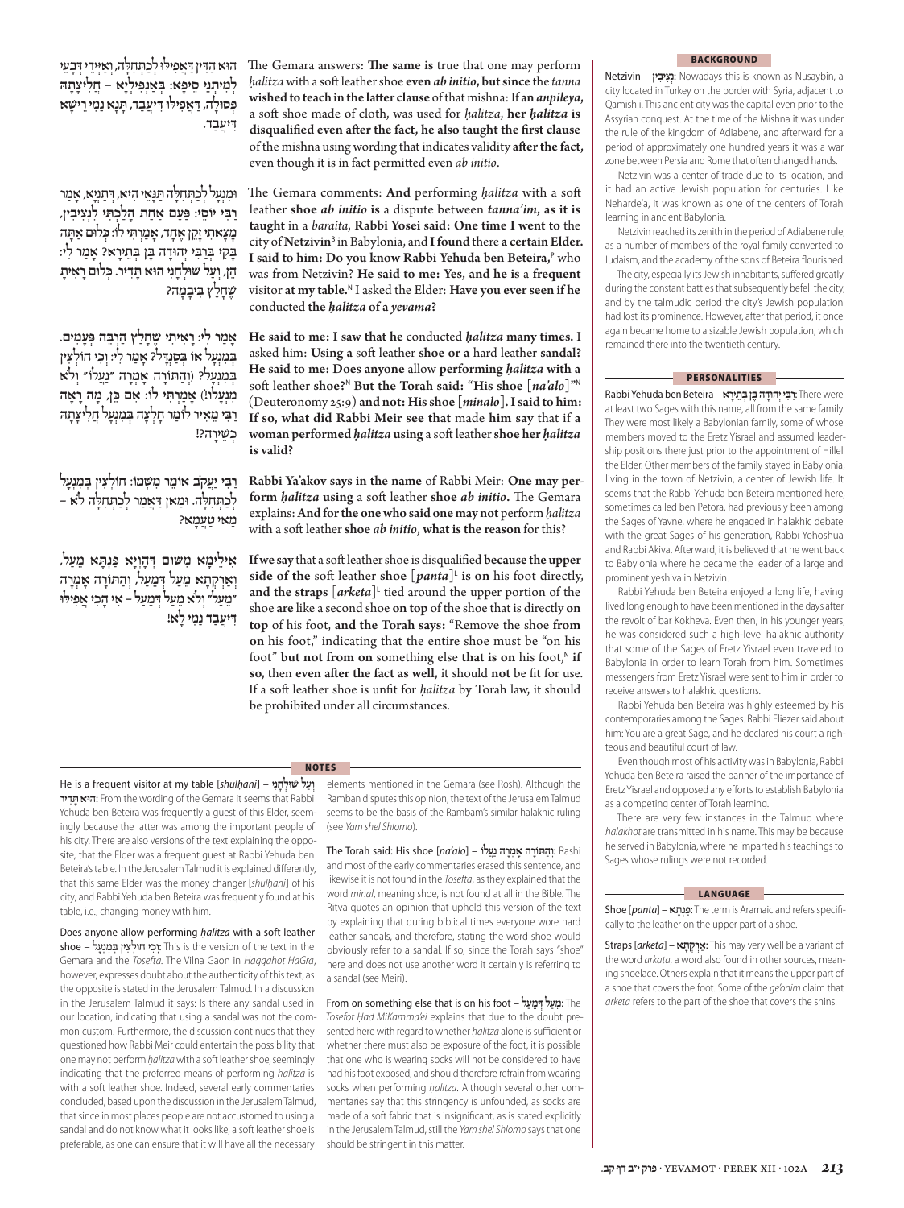הוּא הַדִּין דַּאֲפִילּוּ לְכַתְּחִלָּה, וְאַיְּידֵי דְּבָעֵי לְמִיתְנֵי סֵיפָא: בְּאַנְפִּילְיָא – חֲלִיצָתָהּ פְּסוּלָה, דַּאֲפִילּוּ דִּיעֲבַד, תָּנָא נַמִי רֵישָׁא דִּיעֲבַד.

The Gemara answers: **The same is** true that one may perform *ḥalitza* with a soft leather shoe **even *ab initio*, but since** the *tanna* **wished to teach in the latter clause** of that mishna: If **an *anpileya***, a soft shoe made of cloth, was used for *ḥalitza*, **her *ḥalitza* is disqualified even after the fact, he also taught the first clause** of the mishna using wording that indicates validity **after the fact,** even though it is in fact permitted even *ab initio*.

וּמִנְעָל לְכַתְּחִלָּה תַּנָּאֵי הִיא, דְּתַנְיָא, אָמַר רַבִּי יוֹסֵי: פַּעַם אַחַת הָלַכְתִּי לִנְצִיבִין, מָצָאתִי זָקֵן אֶחָד, אָמַרְתִּי לוֹ: כְּלוּם אַתָּה בָּקִי בְּרַבִּי יְהוּדָה בֶּן בְּתֵירָא? אָמַר לִי: הֵן, וְעַל שׁוּלְחָנִי הוּא תָּדִיר. כְּלוּם רָאִיתָ שֶׁחָלַץ בִּיבָמָה?

The Gemara comments: **And** performing *ḥalitza* with a soft leather **shoe *ab initio* is** a dispute between ***tanna'im*, as it is taught** in a *baraita*, **Rabbi Yosei said: One time I went to** the city of **Netzivin**[B] in Babylonia, and **I found** there **a certain Elder. I said to him: Do you know Rabbi Yehuda ben Beteira,**[P] who was from Netzivin? **He said to me: Yes, and he is** a **frequent** visitor **at my table.**[N] I asked the Elder: **Have you ever seen if he** conducted **the *ḥalitza* of a *yevama*?**

אָמַר לִי: רָאִיתִי שֶׁחָלַץ הַרְבֵּה פְּעָמִים. בְּמִנְעָל אוֹ בְּסַנְדָּל? אָמַר לִי: וְכִי חוֹלְצִין בְּמִנְעָל? (וְהַתּוֹרָה אָמְרָה ״נַעֲלוֹ״ וְלֹא מִנְעָלוֹ!) אָמַרְתִּי לוֹ: אִם כֵּן, מָה רָאָה רַבִּי מֵאִיר לוֹמַר חָלְצָה בְּמִנְעָל חֲלִיצָתָהּ כְּשֵׁירָה?!

**He said to me: I saw that he** conducted *ḥalitza* **many times.** I asked him: **Using a** soft leather **shoe or a** hard leather **sandal? He said to me: Does anyone** allow **performing *ḥalitza* with a** soft leather **shoe?**[N] **But the Torah said: "His shoe [*na'alo*]"**[N] (Deuteronomy 25:9) **and not: His shoe [*minalo*]. I said to him: If so, what did Rabbi Meir see that** made **him say** that if **a woman performed *ḥalitza* using** a soft leather **shoe her *ḥalitza* is valid?**

רַבִּי יַעֲקֹב אוֹמֵר מִשְּׁמוֹ: חוֹלְצִין בְּמִנְעָל לְכַתְּחִלָּה. וּמַאן דַּאֲמַר לְכַתְּחִלָּה לֹא – מַאי טַעְמָא?

**Rabbi Ya'akov says in the name** of Rabbi Meir: **One may perform *ḥalitza* using** a soft leather **shoe *ab initio*.** The Gemara explains: **And for the one who said one may not** perform *ḥalitza* with a soft leather **shoe *ab initio*, what is the reason** for this?

אִילֵּימָא מִשּׁוּם דְּהָוְיָא פַּנְתָּא מֵעַל, וְאַרְקְתָא מֵעַל דְּמֵעַל, וְהַתּוֹרָה אָמְרָה ״מֵעַל״ וְלֹא מֵעַל דְּמֵעַל – אִי הָכִי אֲפִילּוּ דִּיעֲבַד נַמִי לָא!

**If we say** that a soft leather shoe is disqualified **because the upper side of the** soft leather **shoe [*panta*]**[L] **is on** his foot directly, **and the straps [*arketa*]**[L] tied around the upper portion of the shoe **are** like a second shoe **on top** of the shoe that is directly **on top** of his foot, **and the Torah says:** "Remove the shoe **from on** his foot," indicating that the entire shoe must be "on his foot" **but not from on** something else **that is on** his foot,[N] **if so,** then **even after the fact as well,** it should **not** be fit for use. If a soft leather shoe is unfit for *ḥalitza* by Torah law, it should be prohibited under all circumstances.

## NOTES

**He is a frequent visitor at my table [*shulḥani*] – וְעַל שׁוּלְחָנִי הוּא תָּדִיר:** From the wording of the Gemara it seems that Rabbi Yehuda ben Beteira was frequently a guest of this Elder, seemingly because the latter was among the important people of his city. There are also versions of the text explaining the opposite site, that the Elder was a frequent guest at Rabbi Yehuda ben Beteira's table. In the Jerusalem Talmud it is explained differently, that this same Elder was the money changer [*shulḥani*] of his city, and Rabbi Yehuda ben Beteira was frequently found at his table, i.e., changing money with him.

**Does anyone allow performing *ḥalitza* with a soft leather shoe – וְכִי חוֹלְצִין בְּמִנְעָל:** This is the version of the text in the Gemara and the *Tosefta*. The Vilna Gaon in *Haggahot HaGra*, however, expresses doubt about the authenticity of this text, as the opposite is stated in the Jerusalem Talmud. In a discussion in the Jerusalem Talmud it says: Is there any sandal used in our location, indicating that using a sandal was not the common custom. Furthermore, the discussion continues that they questioned how Rabbi Meir could entertain the possibility that one may not perform *ḥalitza* with a soft leather shoe, seemingly indicating that the preferred means of performing *ḥalitza* is with a soft leather shoe. Indeed, several early commentaries concluded, based upon the discussion in the Jerusalem Talmud, that since in most places people are not accustomed to using a sandal and do not know what it looks like, a soft leather shoe is preferable, as one can ensure that it will have all the necessary elements mentioned in the Gemara (see Rosh). Although the Ramban disputes this opinion, the text of the Jerusalem Talmud seems to be the basis of the Rambam's similar halakhic ruling (see *Yam shel Shlomo*).

**The Torah said: His shoe [*na'alo*] – וְהַתּוֹרָה אָמְרָה נַעֲלוֹ:** Rashi and most of the early commentaries erased this sentence, and likewise it is not found in the *Tosefta*, as they explained that the word *minal*, meaning shoe, is not found at all in the Bible. The Ritva quotes an opinion that upheld this version of the text by explaining that during biblical times everyone wore hard leather sandals, and therefore, stating the word shoe would obviously refer to a sandal. If so, since the Torah says "shoe" here and does not use another word it certainly is referring to a sandal (see Meiri).

**From on something else that is on his foot – מֵעַל דְּמֵעַל:** The *Tosefot Ḥad MiKamma'ei* explains that due to the doubt presented here with regard to whether *ḥalitza* alone is sufficient or whether there must also be exposure of the foot, it is possible that one who is wearing socks will not be considered to have had his foot exposed, and should therefore refrain from wearing socks when performing *ḥalitza*. Although several other commentaries say that this stringency is unfounded, as socks are made of a soft fabric that is insignificant, as is stated explicitly in the Jerusalem Talmud, still the *Yam shel Shlomo* says that one should be stringent in this matter.

## BACKGROUND

**Netzivin – נְצִיבִין:** Nowadays this is known as Nusaybin, a city located in Turkey on the border with Syria, adjacent to Qamishli. This ancient city was the capital even prior to the Assyrian conquest. At the time of the Mishna it was under the rule of the kingdom of Adiabene, and afterward for a period of approximately one hundred years it was a war zone between Persia and Rome that often changed hands.

Netzivin was a center of trade due to its location, and it had an active Jewish population for centuries. Like Neharde'a, it was known as one of the centers of Torah learning in ancient Babylonia.

Netzivin reached its zenith in the period of Adiabene rule, as a number of members of the royal family converted to Judaism, and the academy of the sons of Beteira flourished.

The city, especially its Jewish inhabitants, suffered greatly during the constant battles that subsequently befell the city, and by the talmudic period the city's Jewish population had lost its prominence. However, after that period, it once again became home to a sizable Jewish population, which remained there into the twentieth century.

## PERSONALITIES

**Rabbi Yehuda ben Beteira – רַבִּי יְהוּדָה בֶּן בְּתֵירָא:** There were at least two Sages with this name, all from the same family. They were most likely a Babylonian family, some of whose members moved to the Eretz Yisrael and assumed leadership positions there just prior to the appointment of Hillel the Elder. Other members of the family stayed in Babylonia, living in the town of Netzivin, a center of Jewish life. It seems that the Rabbi Yehuda ben Beteira mentioned here, sometimes called ben Petora, had previously been among the Sages of Yavne, where he engaged in halakhic debate with the great Sages of his generation, Rabbi Yehoshua and Rabbi Akiva. Afterward, it is believed that he went back to Babylonia where he became the leader of a large and prominent yeshiva in Netzivin.

Rabbi Yehuda ben Beteira enjoyed a long life, having lived long enough to have been mentioned in the days after the revolt of bar Kokheva. Even then, in his younger years, he was considered such a high-level halakhic authority that some of the Sages of Eretz Yisrael even traveled to Babylonia in order to learn Torah from him. Sometimes messengers from Eretz Yisrael were sent to him in order to receive answers to halakhic questions.

Rabbi Yehuda ben Beteira was highly esteemed by his contemporaries among the Sages. Rabbi Eliezer said about him: You are a great Sage, and he declared his court a righteous and beautiful court of law.

Even though most of his activity was in Babylonia, Rabbi Yehuda ben Beteira raised the banner of the importance of Eretz Yisrael and opposed any efforts to establish Babylonia as a competing center of Torah learning.

There are very few instances in the Talmud where *halakhot* are transmitted in his name. This may be because he served in Babylonia, where he imparted his teachings to Sages whose rulings were not recorded.

## LANGUAGE

**Shoe [*panta*] – פַּנְתָּא:** The term is Aramaic and refers specifically to the leather on the upper part of a shoe.

**Straps [*arketa*] – אַרְקְתָא:** This may very well be a variant of the word *arkata*, a word also found in other sources, meaning shoelace. Others explain that it means the upper part of a shoe that covers the foot. Some of the *ge'onim* claim that *arketa* refers to the part of the shoe that covers the shins.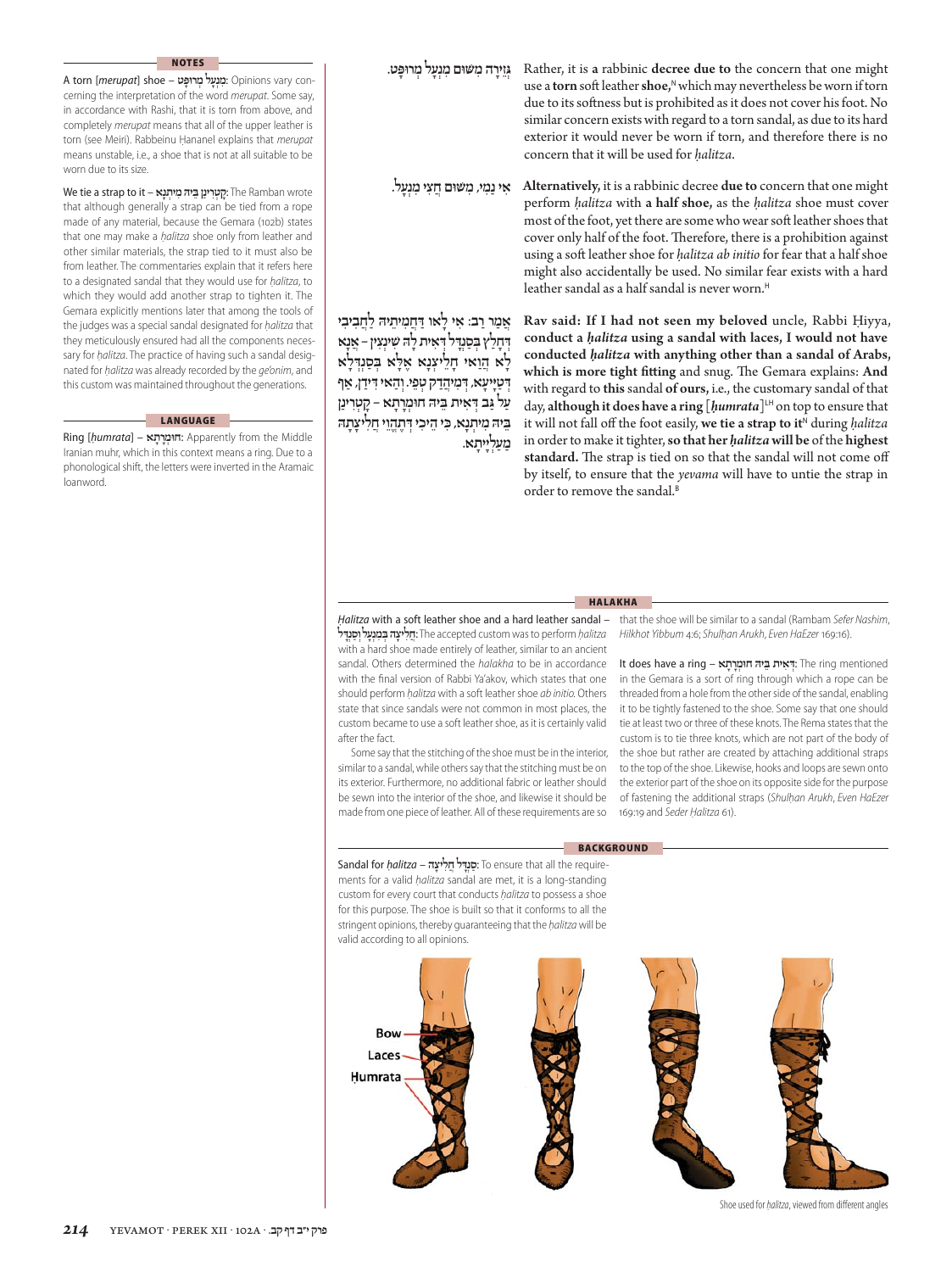גְּזֵירָה מִשּׁוּם מִנְעָל מְרוּפָּט.

Rather, it is a rabbinic **decree due to** the concern that one might use a **torn** soft leather **shoe,**[N] which may nevertheless be worn if torn due to its softness but is prohibited as it does not cover his foot. No similar concern exists with regard to a torn sandal, as due to its hard exterior it would never be worn if torn, and therefore there is no concern that it will be used for *ḥalitza*.

אִי נַמִי, מִשּׁוּם חֲצִי מִנְעָל.

**Alternatively,** it is a rabbinic decree **due to** concern that one might perform *ḥalitza* with **a half shoe,** as the *ḥalitza* shoe must cover most of the foot, yet there are some who wear soft leather shoes that cover only half of the foot. Therefore, there is a prohibition against using a soft leather shoe for *ḥalitza ab initio* for fear that a half shoe might also accidentally be used. No similar fear exists with a hard leather sandal as a half sandal is never worn.[H]

אָמַר רַב: אִי לָאו דַּחֲמִיתֵיהּ לַחֲבִיבִי דְּחָלֵיץ בְּסַנְדָּל דְּאִית לֵהּ שִׁינְצֵי – אֲנָא לָא הֲוַאי חָלֵיצְנָא אֶלָּא בְּסַנְדְּלָא דְטַיָּיעָא, דִּמְיהֲדַק טְפֵי. וְהַאי דִּידַן, אַף עַל גַּב דְּאִית בֵּיהּ חוּמְרְתָא – קָטְרִינַן בֵּיהּ מִיתְנָא, כִּי הֵיכִי דְּתֶהֱוֵי חֲלִיצָתָהּ מַעַלְיְיתָא.

**Rav said: If I had not seen my beloved** uncle, Rabbi Ḥiyya, **conduct a** *ḥalitza* **using a sandal with laces, I would not have conducted** *ḥalitza* **with anything other than a sandal of Arabs, which is more tight fitting** and snug. The Gemara explains: **And** with regard to **this** sandal **of ours,** i.e., the customary sandal of that day, **although it does have a ring** [*ḥumrata*][LH] on top to ensure that it will not fall off the foot easily, **we tie a strap to it**[N] during *ḥalitza* in order to make it tighter, **so that her** *ḥalitza* **will be** of the **highest standard.** The strap is tied on so that the sandal will not come off by itself, to ensure that the *yevama* will have to untie the strap in order to remove the sandal.[B]

### NOTES

A torn [*merupat*] shoe – מִנְעָל מְרוּפָּט: Opinions vary concerning the interpretation of the word *merupat*. Some say, in accordance with Rashi, that it is torn from above, and completely *merupat* means that all of the upper leather is torn (see Meiri). Rabbeinu Ḥananel explains that *merupat* means unstable, i.e., a shoe that is not at all suitable to be worn due to its size.

We tie a strap to it – קָטְרִינַן בֵּיהּ מִיתְנָא: The Ramban wrote that although generally a strap can be tied from a rope made of any material, because the Gemara (102b) states that one may make a *ḥalitza* shoe only from leather and other similar materials, the strap tied to it must also be from leather. The commentaries explain that it refers here to a designated sandal that they would use for *ḥalitza*, to which they would add another strap to tighten it. The Gemara explicitly mentions later that among the tools of the judges was a special sandal designated for *ḥalitza* that they meticulously ensured had all the components necessary for *ḥalitza*. The practice of having such a sandal designated for *ḥalitza* was already recorded by the *ge'onim*, and this custom was maintained throughout the generations.

### LANGUAGE

Ring [*ḥumrata*] – חוּמְרְתָא: Apparently from the Middle Iranian muhr, which in this context means a ring. Due to a phonological shift, the letters were inverted in the Aramaic loanword.

### HALAKHA

*Ḥalitza* with a soft leather shoe and a hard leather sandal – חֲלִיצָה בְּמִנְעָל וְסַנְדָּל: The accepted custom was to perform *ḥalitza* with a hard shoe made entirely of leather, similar to an ancient sandal. Others determined the *halakha* to be in accordance with the final version of Rabbi Ya'akov, which states that one should perform *ḥalitza* with a soft leather shoe *ab initio*. Others state that since sandals were not common in most places, the custom became to use a soft leather shoe, as it is certainly valid after the fact.

Some say that the stitching of the shoe must be in the interior, similar to a sandal, while others say that the stitching must be on its exterior. Furthermore, no additional fabric or leather should be sewn into the interior of the shoe, and likewise it should be made from one piece of leather. All of these requirements are so that the shoe will be similar to a sandal (Rambam *Sefer Nashim*, *Hilkhot Yibbum* 4:6; *Shulḥan Arukh*, *Even HaEzer* 169:16).

It does have a ring – דְּאִית בֵּיהּ חוּמְרְתָא: The ring mentioned in the Gemara is a sort of ring through which a rope can be threaded from a hole from the other side of the sandal, enabling it to be tightly fastened to the shoe. Some say that one should tie at least two or three of these knots. The Rema states that the custom is to tie three knots, which are not part of the body of the shoe but rather are created by attaching additional straps to the top of the shoe. Likewise, hooks and loops are sewn onto the exterior part of the shoe on its opposite side for the purpose of fastening the additional straps (*Shulḥan Arukh*, *Even HaEzer* 169:19 and *Seder Ḥalitza* 61).

### BACKGROUND

Sandal for *ḥalitza* – סַנְדָּל חֲלִיצָה: To ensure that all the requirements for a valid *ḥalitza* sandal are met, it is a long-standing custom for every court that conducts *ḥalitza* to possess a shoe for this purpose. The shoe is built so that it conforms to all the stringent opinions, thereby guaranteeing that the *ḥalitza* will be valid according to all opinions.

Bow

Laces

Ḥumrata

Shoe used for *ḥalitza*, viewed from different angles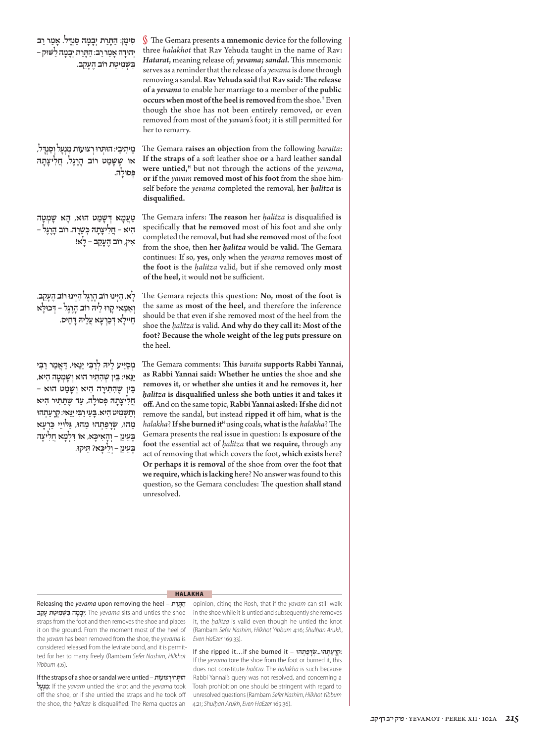סִימָן: הַתָּרַת יְבָמָה סַנְדָּל. אָמַר רַב יְהוּדָה אָמַר רַב: הַתָּרַת יְבָמָה לַשּׁוּק – בְּשִׁמִיטַת רוֹב הֶעָקֵב.

§ The Gemara presents **a mnemonic** device for the following three *halakhot* that Rav Yehuda taught in the name of Rav: ***Hatarat***, meaning release of; ***yevama***; ***sandal***. This mnemonic serves as a reminder that the release of a *yevama* is done through removing a sandal. **Rav Yehuda said** that **Rav said: The release of a *yevama*** to enable her marriage **to** a member of **the public occurs when most of the heel is removed** from the shoe.[H] Even though the shoe has not been entirely removed, or even removed from most of the *yavam's* foot; it is still permitted for her to remarry.

מֵיתִיבֵי: הוּתְּרוּ רְצוּעוֹת מִנְעָל וְסַנְדָּל, אוֹ שֶׁשָּׁמַט רוֹב הָרֶגֶל, חֲלִיצָתָהּ פְּסוּלָה.

The Gemara **raises an objection** from the following *baraita*: **If the straps of** a soft leather shoe **or** a hard leather **sandal were untied**,[H] but not through the actions of the *yevama*, **or if** the *yavam* **removed most of his foot** from the shoe himself before the *yevama* completed the removal, **her *ḥalitza* is disqualified.**

טַעְמָא דְּשָׁמַט הוּא, הָא שָׁמְטָה הִיא – חֲלִיצָתָהּ כְּשֵׁרָה. רוֹב הָרֶגֶל – אִין, רוֹב הֶעָקֵב – לָא!

The Gemara infers: **The reason** her *ḥalitza* is disqualified **is** specifically **that he removed** most of his foot and she only completed the removal, **but had she removed** most of the foot from the shoe, then **her *ḥalitza*** would be **valid.** The Gemara continues: If so, **yes,** only when the *yevama* removes **most of the foot** is the *ḥalitza* valid, but if she removed only **most of the heel,** it would **not** be sufficient.

לָא, הַיְינוּ רוֹב הָרֶגֶל הַיְינוּ רוֹב הֶעָקֵב. וְאַמַּאי קָרוּ לֵיהּ רוֹב הָרֶגֶל – דְּכוּלָּא חֵיילָא דְּכַרְעָא עֲלֵיהּ דָּחֵיס.

The Gemara rejects this question: **No, most of the foot is** the same as **most of the heel,** and therefore the inference should be that even if she removed most of the heel from the shoe the *ḥalitza* is valid. **And why do they call it: Most of the foot? Because the whole weight of the leg puts pressure on** the heel.

מְסַיַּיע לֵיהּ לְרַבִּי יַנַּאי, דְּאָמַר רַבִּי יַנַּאי: בֵּין שֶׁהִתִּיר הוּא וְשָׁמְטָה הִיא, בֵּין שֶׁהִתִּירָה הִיא וְשָׁמַט הוּא – חֲלִיצָתָהּ פְּסוּלָה, עַד שֶׁתַּתִּיר הִיא וְתִשְׁמוֹט הִיא. בָּעֵי רַבִּי יַנַּאי: קְרָעַתְהוּ מַהוּ, שְׂרָפַתְהוּ מַהוּ, גַּלּוּיֵי כַּרְעָא בָּעֵינַן – וְהָאִיכָּא, אוֹ דִּלְמָא חֲלִיצָה בָּעֵינַן – וְלֵיכָּא? תֵּיקוּ.

The Gemara comments: **This** *baraita* **supports Rabbi Yannai, as Rabbi Yannai said: Whether he unties** the shoe **and she removes it,** or **whether she unties it and he removes it, her *ḥalitza* is disqualified unless she both unties it and takes it off.** And on the same topic, **Rabbi Yannai asked: If she** did not remove the sandal, but instead **ripped it** off him, **what is** the *halakha*? **If she burned it**[H] using coals, **what is** the *halakha*? The Gemara presents the real issue in question: Is **exposure of the foot** the essential act of *ḥalitza* **that we require,** through any act of removing that which covers the foot, **which exists** here? **Or perhaps it is removal** of the shoe from over the foot **that we require, which is lacking** here? No answer was found to this question, so the Gemara concludes: The question **shall stand** unresolved.

## HALAKHA

**Releasing the *yevama* upon removing the heel – הַתָּרַת יְבָמָה בִּשְׁמִיטַת עָקֵב:** The *yevama* sits and unties the shoe straps from the foot and then removes the shoe and places it on the ground. From the moment most of the heel of the *yavam* has been removed from the shoe, the *yevama* is considered released from the levirate bond, and it is permitted for her to marry freely (Rambam *Sefer Nashim*, *Hilkhot Yibbum* 4:6).

**If the straps of a shoe or sandal were untied – הוּתְּרוּ רְצוּעוֹת מִנְעָל:** If the *yavam* untied the knot and the *yevama* took off the shoe, or if she untied the straps and he took off the shoe, the *ḥalitza* is disqualified. The Rema quotes an opinion, citing the Rosh, that if the *yavam* can still walk in the shoe while it is untied and subsequently she removes it, the *ḥalitza* is valid even though he untied the knot (Rambam *Sefer Nashim*, *Hilkhot Yibbum* 4:16; *Shulḥan Arukh*, *Even HaEzer* 169:33).

**If she ripped it…if she burned it – קְרָעַתְהוּ...שְׂרָפַתְהוּ:** If the *yevama* tore the shoe from the foot or burned it, this does not constitute *ḥalitza*. The *halakha* is such because Rabbi Yannai's query was not resolved, and concerning a Torah prohibition one should be stringent with regard to unresolved questions (Rambam *Sefer Nashim*, *Hilkhot Yibbum* 4:21; *Shulḥan Arukh*, *Even HaEzer* 169:36).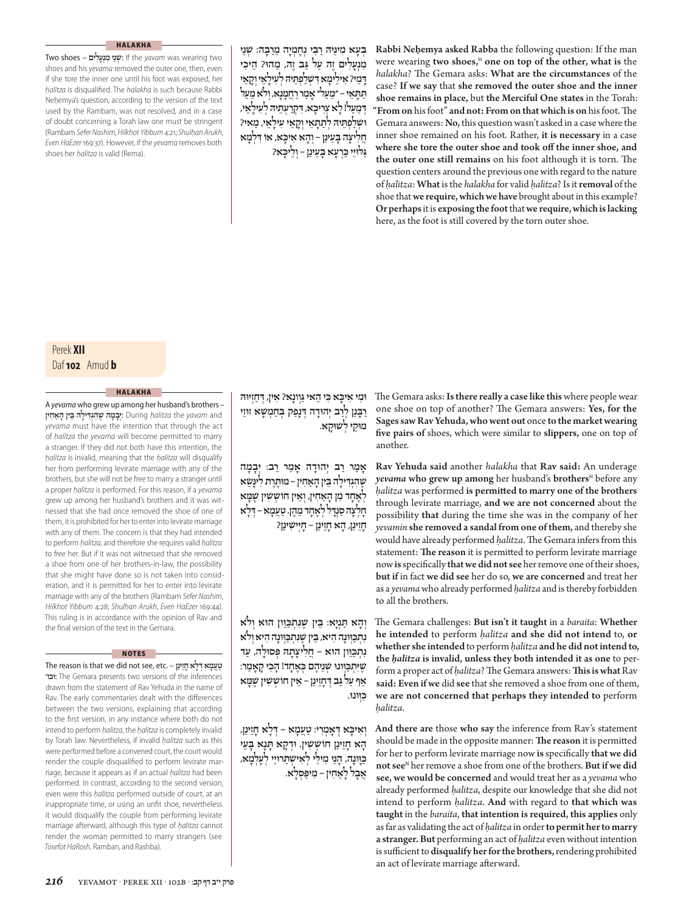## HALAKHA

Two shoes – **שְׁנֵי מִנְעָלִים**: If the *yavam* was wearing two shoes and his *yevama* removed the outer one, then, even if she tore the inner one until his foot was exposed, her *ḥalitza* is disqualified. The *halakha* is such because Rabbi Neḥemya's question, according to the version of the text used by the Rambam, was not resolved, and in a case of doubt concerning a Torah law one must be stringent (Rambam *Sefer Nashim*, *Hilkhot Yibbum* 4:21; *Shulḥan Arukh*, *Even HaEzer* 169:37). However, if the *yevama* removes both shoes her *ḥalitza* is valid (Rema).

בְּעָא מִינֵּיהּ רַבִּי נְחֶמְיָה מֵרַבָּה: שְׁנֵי מִנְעָלִים זֶה עַל גַּב זֶה, מַהוּ? הֵיכִי דָּמֵי? אִילֵימָא דִּשְׁלַפְתֵּיהּ לְעִילָּאֵי וְקָאֵי תַּתָּאֵי – ״מֵעַל״ אָמַר רַחֲמָנָא, וְלֹא מֵעַל דְּמֵעַל! לָא צְרִיכָא, דִּקְרַעְתֵּיהּ לְעִילָּאֵי, וּשְׁלַפְתֵּיהּ לְתַתָּאֵי וְקָאֵי עִילָּאֵי, מַאי? חֲלִיצָה בָּעֵינַן – וְהָא אִיכָּא, אוֹ דִּלְמָא גִּלּוּיֵי כַּרְעָא בָּעֵינַן – וְלֵיכָּא?

**Rabbi Neḥemya asked Rabba** the following question: If the man were wearing **two shoes,**[H] **one on top of the other, what is** the *halakha*? The Gemara asks: **What are the circumstances** of the case? **If we say** that **she removed the outer shoe and the inner shoe remains in place,** but **the Merciful One states** in the Torah: "**From on** his foot" **and not: From on that which is on** his foot. The Gemara answers: **No,** this question wasn't asked in a case where the inner shoe remained on his foot. Rather, **it is necessary** in a case **where she tore the outer shoe and took off the inner shoe, and the outer one still remains** on his foot although it is torn. The question centers around the previous one with regard to the nature of *ḥalitza*: **What** is the *halakha* for valid *ḥalitza*? Is it **removal** of the shoe that **we require, which we have** brought about in this example? **Or perhaps** it is **exposing the foot** that **we require, which is lacking** here, as the foot is still covered by the torn outer shoe.

Perek **XII**
Daf **102** Amud **b**

## HALAKHA

A *yevama* who grew up among her husband's brothers – **יְבָמָה שֶׁהִגְדִּילָה בֵּין הָאַחִין**: During *ḥalitza* the *yavam* and *yevama* must have the intention that through the act of *ḥalitza* the *yevama* will become permitted to marry a stranger. If they did not both have this intention, the *ḥalitza* is invalid, meaning that the *ḥalitza* will disqualify her from performing levirate marriage with any of the brothers, but she will not be free to marry a stranger until a proper *ḥalitza* is performed. For this reason, if a *yevama* grew up among her husband's brothers and it was witnessed that she had once removed the shoe of one of them, it is prohibited for her to enter into levirate marriage with any of them. The concern is that they had intended to perform *ḥalitza*, and therefore she requires valid *ḥalitza* to free her. But if it was not witnessed that she removed a shoe from one of her brothers-in-law, the possibility that she might have done so is not taken into consideration, and it is permitted for her to enter into levirate marriage with any of the brothers (Rambam *Sefer Nashim*, *Hilkhot Yibbum* 4:28; *Shulḥan Arukh*, *Even HaEzer* 169:44). This ruling is in accordance with the opinion of Rav and the final version of the text in the Gemara.

## NOTES

The reason is that we did not see, etc. – **טַעְמָא דְּלָא חֲזֵינַן וכו׳**: The Gemara presents two versions of the inferences drawn from the statement of Rav Yehuda in the name of Rav. The early commentaries dealt with the differences between the two versions, explaining that according to the first version, in any instance where both do not intend to perform *ḥalitza*, the *ḥalitza* is completely invalid by Torah law. Nevertheless, if invalid *ḥalitza* such as this were performed before a convened court, the court would render the couple disqualified to perform levirate marriage, because it appears as if an actual *ḥalitza* had been performed. In contrast, according to the second version, even were this *ḥalitza* performed outside of court, at an inappropriate time, or using an unfit shoe, nevertheless it would disqualify the couple from performing levirate marriage afterward, although this type of *ḥalitza* cannot render the woman permitted to marry strangers (see *Tosefot HaRosh*, Ramban, and Rashba).

וּמִי אִיכָּא כִּי הַאי גַּוְונָא? אִין, דַּחֲזִיוּהּ רַבָּנַן לְרַב יְהוּדָה דְּנָפַק בְּחַמְשָׁא זוּזֵי מוּקֵי לְשׁוּקָא.

The Gemara asks: **Is there really a case like this** where people wear one shoe on top of another? The Gemara answers: **Yes, for the Sages saw Rav Yehuda, who went out** once **to the market wearing five pairs of** shoes, which were similar to **slippers,** one on top of another.

אָמַר רַב יְהוּדָה אָמַר רַב: יְבָמָה שֶׁהִגְדִּילָה בֵּין הָאַחִין – מוּתֶּרֶת לִינָּשֵׂא לְאֶחָד מִן הָאַחִין, וְאֵין חוֹשְׁשִׁין שֶׁמָּא חָלְצָה סַנְדָּל לְאֶחָד מֵהֶן. טַעְמָא – דְּלָא חֲזֵינַן, הָא חֲזֵינַן – חָיְישִׁינַן?

**Rav Yehuda said** another *halakha* that **Rav said:** An underage *yevama* **who grew up among** her husband's **brothers**[H] before any *ḥalitza* was performed **is permitted to marry one of the brothers** through levirate marriage, **and we are not concerned** about the possibility **that** during the time she was in the company of her *yevamin* **she removed a sandal from one of them,** and thereby she would have already performed *ḥalitza*. The Gemara infers from this statement: **The reason** it is permitted to perform levirate marriage now **is** specifically **that we did not see** her remove one of their shoes, **but if** in fact **we did see** her do so, **we are concerned** and treat her as a *yevama* who already performed *ḥalitza* and is thereby forbidden to all the brothers.

וְהָא תַּנְיָא: בֵּין שֶׁנִּתְכַּוֵּון הוּא וְלֹא נִתְכַּוְּונָה הִיא, בֵּין שֶׁנִּתְכַּוְּונָה הִיא וְלֹא נִתְכַּוֵּון הוּא – חֲלִיצָתָהּ פְּסוּלָה, עַד שֶׁיִּתְכַּוְּונוּ שְׁנֵיהֶם כְּאֶחָד! הָכִי קָאָמַר: אַף עַל גַּב דַּחֲזֵינַן – אֵין חוֹשְׁשִׁין שֶׁמָּא כִּוְּונוּ.

The Gemara challenges: **But isn't it taught** in a *baraita*: **Whether he intended** to perform *ḥalitza* **and she did not intend** to, **or whether she intended** to perform *ḥalitza* **and he did not intend to, the *ḥalitza* is invalid, unless they both intended it as one** to perform a proper act of *ḥalitza*? The Gemara answers: **This is what** Rav **said: Even if we** did **see** that she removed a shoe from one of them, **we are not concerned that perhaps they intended to** perform *ḥalitza*.

וְאִיכָּא דְּאָמְרִי: טַעְמָא – דְּלָא חֲזֵינַן, הָא חֲזֵינַן חוֹשְׁשִׁין. וּדְקָא תָּנֵי בָּעֵי כַּוָּונָה, הָנֵי מִילֵּי לְאִישְׁתְּרוּיֵי לְעָלְמָא, אֲבָל לְאַחִין – מִיפְסְלָא.

**And there are** those **who say** the inference from Rav's statement should be made in the opposite manner: **The reason** it is permitted for her to perform levirate marriage now **is** specifically **that we did not see**[N] her remove a shoe from one of the brothers. **But if we did see, we would be concerned** and would treat her as a *yevama* who already performed *ḥalitza*, despite our knowledge that she did not intend to perform *ḥalitza*. **And** with regard to **that which was taught** in the *baraita*, **that intention is required, this applies** only as far as validating the act of *ḥalitza* in order **to permit her to marry a stranger. But** performing an act of *ḥalitza* even without intention is sufficient to **disqualify her for the brothers,** rendering prohibited an act of levirate marriage afterward.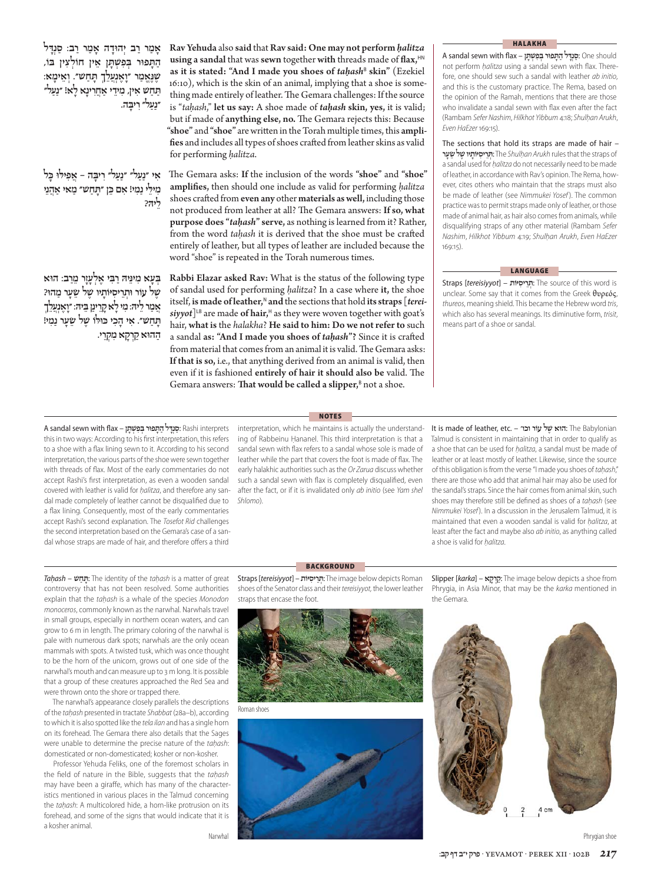אָמַר רַב יְהוּדָה אָמַר רַב: סַנְדָּל הַתָּפוּר בְּפִשְׁתָּן אֵין חוֹלְצִין בּוֹ, שֶׁנֶּאֱמַר ״וָאֶנְעֲלֵךְ תָּחַשׁ״. וְאֵימָא: תַּחַשׁ אִין, מִידֵי אַחֲרִינָא לָא! ״נַעַל״ ״נַעַל״ רִיבָּה.

**Rav Yehuda** also **said** that **Rav said: One may not perform *ḥalitza* using a sandal** that was **sewn** together **with** threads made of **flax,**[HN] **as it is stated: "And I made you shoes of *taḥash*[B] skin"** (Ezekiel 16:10), which is the skin of an animal, implying that a shoe is something made entirely of leather. The Gemara challenges: If the source is "*taḥash*," **let us say:** A shoe made of ***taḥash*** **skin, yes,** it is valid; but if made of **anything else, no.** The Gemara rejects this: Because **"shoe"** and **"shoe"** are written in the Torah multiple times, this **amplifies** and includes all types of shoes crafted from leather skins as valid for performing *ḥalitza*.

אִי ״נַעַל״ ״נַעַל״ רִיבָּה – אֲפִילּוּ כׇּל מִילֵּי נָמֵי! אִם כֵּן ״תָּחַשׁ״ מַאי אַהֲנֵי לֵיהּ?

The Gemara asks: **If** the inclusion of the words **"shoe"** and **"shoe" amplifies,** then should one include as valid for performing *ḥalitza* shoes crafted from **even any** other **materials as well,** including those not produced from leather at all? The Gemara answers: **If so, what purpose does "*taḥash*" serve,** as nothing is learned from it? Rather, from the word *taḥash* it is derived that the shoe must be crafted entirely of leather, but all types of leather are included because the word "shoe" is repeated in the Torah numerous times.

בְּעָא מִינֵּיהּ רַבִּי אֶלְעָזָר מֵרַב: הוּא שֶׁל עוֹר וּתְרֵיסִיּוֹתָיו שֶׁל שֵׂעָר מַהוּ? אֲמַר לֵיהּ: מִי לָא קָרֵינַן בֵּיהּ: ״וָאֶנְעֲלֵךְ תָּחַשׁ״. אִי הָכִי כּוּלּוֹ שֶׁל שֵׂעָר נָמֵי! הַהוּא קַרְקָא מִקְּרֵי.

**Rabbi Elazar asked Rav:** What is the status of the following type of sandal used for performing *ḥalitza*? In a case where **it,** the shoe itself, **is made of leather,**[N] **and** the sections that hold **its straps** [***tereisiyyot***][LB] are made **of hair,**[H] as they were woven together with goat's hair, **what is** the *halakha*? **He said to him: Do we not refer to** such a sandal **as: "And I made you shoes of *taḥash*"?** Since it is crafted from material that comes from an animal it is valid. The Gemara asks: **If that is so,** i.e., that anything derived from an animal is valid, then even if it is fashioned **entirely of hair it should also be** valid. The Gemara answers: **That would be called a slipper,**[B] not a shoe.

## HALAKHA

**A sandal sewn with flax – סַנְדָּל הַתָּפוּר בְּפִשְׁתָּן:** One should not perform *ḥalitza* using a sandal sewn with flax. Therefore, one should sew such a sandal with leather *ab initio*, and this is the customary practice. The Rema, based on the opinion of the Ramah, mentions that there are those who invalidate a sandal sewn with flax even after the fact (Rambam *Sefer Nashim*, *Hilkhot Yibbum* 4:18; *Shulḥan Arukh*, *Even HaEzer* 169:15).

**The sections that hold its straps are made of hair – תְּרֵיסִיּוֹתָיו שֶׁל שֵׂעָר:** The *Shulḥan Arukh* rules that the straps of a sandal used for *ḥalitza* do not necessarily need to be made of leather, in accordance with Rav's opinion. The Rema, however, cites others who maintain that the straps must also be made of leather (see *Nimmukei Yosef*). The common practice was to permit straps made only of leather, or those made of animal hair, as hair also comes from animals, while disqualifying straps of any other material (Rambam *Sefer Nashim*, *Hilkhot Yibbum* 4:19; *Shulḥan Arukh*, *Even HaEzer* 169:15).

## LANGUAGE

**Straps [*tereisiyyot*] – תְּרֵיסִיּוֹת:** The source of this word is unclear. Some say that it comes from the Greek θυρεός, *thureos*, meaning shield. This became the Hebrew word *tris*, which also has several meanings. Its diminutive form, *trisit*, means part of a shoe or sandal.

## NOTES

**A sandal sewn with flax – סַנְדָּל הַתָּפוּר בְּפִשְׁתָּן:** Rashi interprets this in two ways: According to his first interpretation, this refers to a shoe with a flax lining sewn to it. According to his second interpretation, the various parts of the shoe were sewn together with threads of flax. Most of the early commentaries do not accept Rashi's first interpretation, as even a wooden sandal covered with leather is valid for *ḥalitza*, and therefore any sandal made completely of leather cannot be disqualified due to a flax lining. Consequently, most of the early commentaries accept Rashi's second explanation. The *Tosefot Rid* challenges the second interpretation based on the Gemara's case of a sandal whose straps are made of hair, and therefore offers a third interpretation, which he maintains is actually the understanding of Rabbeinu Ḥananel. This third interpretation is that a sandal sewn with flax refers to a sandal whose sole is made of leather while the part that covers the foot is made of flax. The early halakhic authorities such as the *Or Zarua* discuss whether such a sandal sewn with flax is completely disqualified, even after the fact, or if it is invalidated only *ab initio* (see *Yam shel Shlomo*).

**It is made of leather, etc. – הוּא שֶׁל עוֹר וכו׳:** The Babylonian Talmud is consistent in maintaining that in order to qualify as a shoe that can be used for *ḥalitza*, a sandal must be made of leather or at least mostly of leather. Likewise, since the source of this obligation is from the verse "I made you shoes of *taḥash*," there are those who add that animal hair may also be used for the sandal's straps. Since the hair comes from animal skin, such shoes may therefore still be defined as shoes of a *taḥash* (see *Nimmukei Yosef*). In a discussion in the Jerusalem Talmud, it is maintained that even a wooden sandal is valid for *ḥalitza*, at least after the fact and maybe also *ab initio*, as anything called a shoe is valid for *ḥalitza*.

## BACKGROUND

***Taḥash* – תַּחַשׁ:** The identity of the *taḥash* is a matter of great controversy that has not been resolved. Some authorities explain that the *taḥash* is a whale of the species *Monodon monoceros*, commonly known as the narwhal. Narwhals travel in small groups, especially in northern ocean waters, and can grow to 6 m in length. The primary coloring of the narwhal is pale with numerous dark spots; narwhals are the only ocean mammals with spots. A twisted tusk, which was once thought to be the horn of the unicorn, grows out of one side of the narwhal's mouth and can measure up to 3 m long. It is possible that a group of these creatures approached the Red Sea and were thrown onto the shore or trapped there.

The narwhal's appearance closely parallels the descriptions of the *taḥash* presented in tractate *Shabbat* (28a–b), according to which it is also spotted like the *tela ilan* and has a single horn on its forehead. The Gemara there also details that the Sages were unable to determine the precise nature of the *taḥash*: domesticated or non-domesticated; kosher or non-kosher.

Professor Yehuda Feliks, one of the foremost scholars in the field of nature in the Bible, suggests that the *taḥash* may have been a giraffe, which has many of the characteristics mentioned in various places in the Talmud concerning the *taḥash*: A multicolored hide, a horn-like protrusion on its forehead, and some of the signs that would indicate that it is a kosher animal.

Narwhal

**Straps [*tereisiyyot*] – תְּרֵיסִיּוֹת:** The image below depicts Roman shoes of the Senator class and their *tereisiyyot*, the lower leather straps that encase the foot.

Roman shoes

**Slipper [*karka*] – קַרְקָא:** The image below depicts a shoe from Phrygia, in Asia Minor, that may be the *karka* mentioned in the Gemara.

0 2 4 cm

Phrygian shoe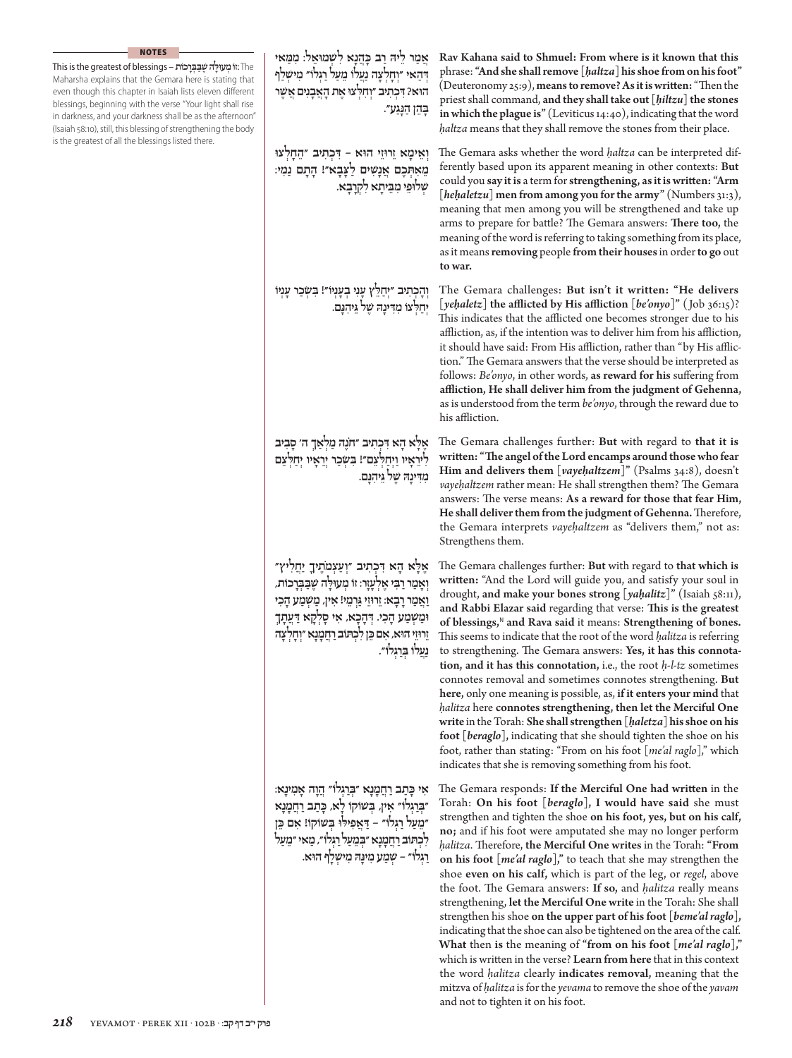NOTES

**This is the greatest of blessings** – **זו מעולה שבברכות**: The Maharsha explains that the Gemara here is stating that even though this chapter in Isaiah lists eleven different blessings, beginning with the verse "Your light shall rise in darkness, and your darkness shall be as the afternoon" (Isaiah 58:10), still, this blessing of strengthening the body is the greatest of all the blessings listed there.

אֲמַר לֵיהּ רַב כָּהֲנָא לִשְׁמוּאֵל: מִמַּאי דְּהַאי ״וְחָלְצָה נַעֲלוֹ מֵעַל רַגְלוֹ״ מִישְׁלַף הוּא? דִּכְתִיב ״וְחִלְּצוּ אֶת הָאֲבָנִים אֲשֶׁר בָּהֵן הַנָּגַע״.

**Rav Kahana said to Shmuel: From where is it known that this** phrase: **"And she shall remove [*ḥaltza*] his shoe from on his foot"** (Deuteronomy 25:9), **means to remove? As it is written:** "Then the priest shall command, **and they shall take out [*ḥiltzu*] the stones in which the plague is"** (Leviticus 14:40), indicating that the word *ḥaltza* means that they shall remove the stones from their place.

וְאֵימָא זַרוּזֵי הוּא – דִּכְתִיב ״הֵחָלְצוּ מֵאִתְּכֶם אֲנָשִׁים לַצָּבָא״! הָתָם נַמִי: שְׁלוּפֵי מִבֵּיתָא לִקְרָבָא.

The Gemara asks whether the word *ḥaltza* can be interpreted differently based upon its apparent meaning in other contexts: **But** could you **say it is** a term for **strengthening, as it is written: "Arm [*heḥaletzu*] men from among you for the army"** (Numbers 31:3), meaning that men among you will be strengthened and take up arms to prepare for battle? The Gemara answers: **There too,** the meaning of the word is referring to taking something from its place, as it means **removing** people **from their houses** in order **to go** out **to war.**

וְהָכְתִיב ״יְחַלֵּץ עָנִי בְעָנְיוֹ״! בִּשְׂכַר עָנְיוֹ יְחַלְּצוֹ מִדִּינָהּ שֶׁל גֵּיהִנָּם.

The Gemara challenges: **But isn't it written: "He delivers [*yeḥaletz*] the afflicted by His affliction [*be'onyo*]"** (Job 36:15)? This indicates that the afflicted one becomes stronger due to his affliction, as, if the intention was to deliver him from his affliction, it should have said: From His affliction, rather than "by His affliction." The Gemara answers that the verse should be interpreted as follows: *Be'onyo*, in other words, **as reward for his** suffering from **affliction, He shall deliver him from the judgment of Gehenna,** as is understood from the term *be'onyo*, through the reward due to his affliction.

אֶלָּא הָא דִּכְתִיב ״חֹנֶה מַלְאַךְ ה׳ סָבִיב לִירֵאָיו וַיְחַלְּצֵם״! בִּשְׂכַר יְרֵאָיו יְחַלְּצֵם מִדִּינָהּ שֶׁל גֵּיהִנָּם.

The Gemara challenges further: **But** with regard to **that it is written: "The angel of the Lord encamps around those who fear Him and delivers them [*vayeḥaltzem*]"** (Psalms 34:8), doesn't *vayeḥaltzem* rather mean: He shall strengthen them? The Gemara answers: The verse means: **As a reward for those that fear Him, He shall deliver them from the judgment of Gehenna.** Therefore, the Gemara interprets *vayeḥaltzem* as "delivers them," not as: Strengthens them.

אֶלָּא הָא דִּכְתִיב ״וְעַצְמֹתֶיךָ יַחֲלִיץ״ וְאָמַר רַבִּי אֶלְעָזָר: זוֹ מְעוּלָּה שֶׁבִּבְרָכוֹת, וַאֲמַר רָבָא: זַרוּזֵי גַּרְמֵי! אִין, מַשְׁמַע הָכִי וּמַשְׁמַע הָכִי. דְּהָכָא, אִי סָלְקָא דַּעְתָּךְ זַרוּזֵי הוּא, אִם כֵּן לִכְתּוֹב רַחֲמָנָא ״וְחָלְצָה נַעֲלוֹ בְּרַגְלוֹ״.

The Gemara challenges further: **But** with regard to **that which is written:** "And the Lord will guide you, and satisfy your soul in drought, **and make your bones strong [*yaḥalitz*]"** (Isaiah 58:11), **and Rabbi Elazar said** regarding that verse: **This is the greatest of blessings,**[N] **and Rava said** it means: **Strengthening of bones.** This seems to indicate that the root of the word *ḥalitza* is referring to strengthening. The Gemara answers: **Yes, it has this connotation, and it has this connotation,** i.e., the root *ḥ-l-tz* sometimes connotes removal and sometimes connotes strengthening. **But here,** only one meaning is possible, as, **if it enters your mind** that *ḥalitza* here **connotes strengthening, then let the Merciful One write** in the Torah: **She shall strengthen [*ḥaltza*] his shoe on his foot [*beraglo*],** indicating that she should tighten the shoe on his foot, rather than stating: "From on his foot [*me'al raglo*]," which indicates that she is removing something from his foot.

אִי כָּתַב רַחֲמָנָא ״בְּרַגְלוֹ״ הֲוָה אָמִינָא: ״בְּרַגְלוֹ״ אִין, בְּשׁוֹקוֹ לָא, כָּתַב רַחֲמָנָא ״מֵעַל רַגְלוֹ״ – דַּאֲפִילּוּ בְּשׁוֹקוֹ! אִם כֵּן לִכְתּוֹב רַחֲמָנָא ״בְּמֵעַל רַגְלוֹ״, מַאי ״מֵעַל רַגְלוֹ״ – שְׁמַע מִינָּהּ מִישְׁלַף הוּא.

The Gemara responds: **If the Merciful One had written** in the Torah: **On his foot [*beraglo*], I would have said** she must strengthen and tighten the shoe **on his foot, yes, but on his calf, no;** and if his foot were amputated she may no longer perform *ḥalitza*. Therefore, **the Merciful One writes** in the Torah: **"From on his foot [*me'al raglo*],"** to teach that she may strengthen the shoe **even on his calf,** which is part of the leg, or *regel*, above the foot. The Gemara answers: **If so,** and *ḥalitza* really means strengthening, **let the Merciful One write** in the Torah: She shall strengthen his shoe **on the upper part of his foot [*beme'al raglo*],** indicating that the shoe can also be tightened on the area of the calf. **What** then **is** the meaning of **"from on his foot [*me'al raglo*],"** which is written in the verse? **Learn from here** that in this context the word *ḥalitza* clearly **indicates removal,** meaning that the mitzva of *ḥalitza* is for the *yevama* to remove the shoe of the *yavam* and not to tighten it on his foot.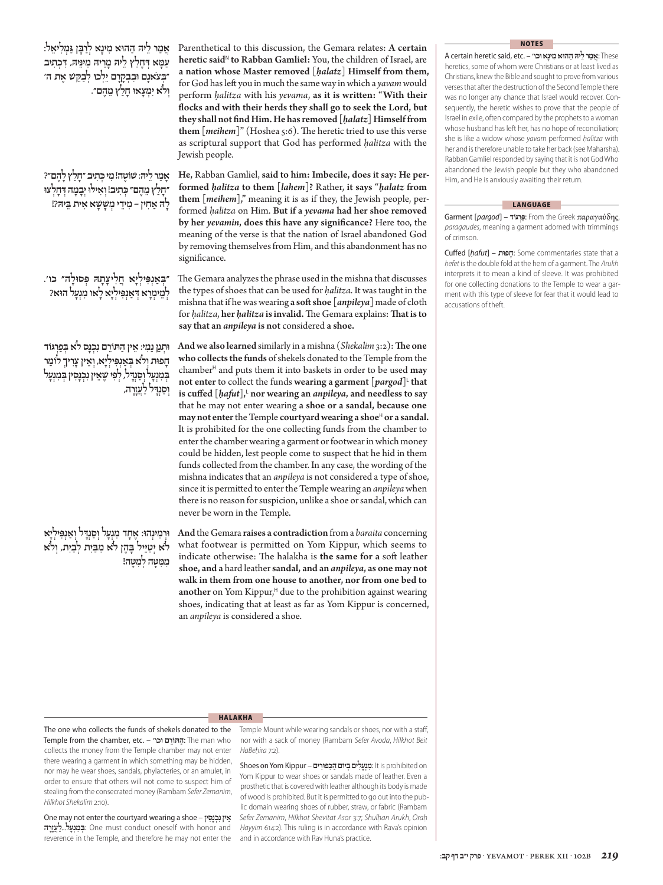אָמַר לֵיהּ הָהוּא מִינָא לְרַבָּן גַּמְלִיאֵל: עַמָּא דְּחָלַץ לֵיהּ מָרֵיהּ מִינַּיְיהוּ, דִּכְתִיב ״בְּצֹאנָם וּבִבְקָרָם יֵלְכוּ לְבַקֵּשׁ אֶת ה׳ וְלֹא יִמְצָאוּ חָלַץ מֵהֶם״.

Parenthetical to this discussion, the Gemara relates: **A certain heretic said**[N] **to Rabban Gamliel:** You, the children of Israel, are **a nation whose Master removed** [*ḥalatz*] **Himself from them,** for God has left you in much the same way in which a *yavam* would perform *ḥalitza* with his *yevama*, **as it is written: "With their flocks and with their herds they shall go to seek the Lord, but they shall not find Him. He has removed** [*ḥalatz*] **Himself from them** [*meihem*]**"** (Hoshea 5:6). The heretic tried to use this verse as scriptural support that God has performed *ḥalitza* with the Jewish people.

אֲמַר לֵיהּ: שׁוֹטֶה! מִי כְּתִיב ״חָלַץ לָהֶם״? ״חָלַץ מֵהֶם״ כְּתִיב! וְאִילּוּ יְבָמָה דְּחָלְצוּ לָהּ אַחִין – מִידֵּי מְשָׁשָׁא אִית בֵּיהּ?!

**He,** Rabban Gamliel, **said to him: Imbecile, does it say: He performed** *ḥalitza* **to them** [*lahem*]**?** Rather, **it says "***ḥalatz* **from them** [*meihem*]**,"** meaning it is as if they, the Jewish people, performed *ḥalitza* on Him. **But if a** *yevama* **had her shoe removed by her** *yevamin***, does this have any significance?** Here too, the meaning of the verse is that the nation of Israel abandoned God by removing themselves from Him, and this abandonment has no significance.

״בְּאַנְפִּילְיָא חֲלִיצָתָהּ פְּסוּלָה״ כו׳. לְמֵימְרָא דְּאַנְפִּילְיָא לָאו מִנְעָל הוּא?

The Gemara analyzes the phrase used in the mishna that discusses the types of shoes that can be used for *ḥalitza*. It was taught in the mishna that if he was wearing **a soft shoe** [*anpileya*] made of cloth for *ḥalitza*, **her** *ḥalitza* **is invalid.** The Gemara explains: **That is to say that an** *anpileya* **is not** considered **a shoe.**

וּתְנַן נָמֵי: אֵין הַתּוֹרֵם נִכְנָס לֹא בְּפַרְגּוֹד חָפוּת וְלֹא בְּאַנְפִּילְיָא, וְאֵין צָרִיךְ לוֹמַר בְּמִנְעָל וְסַנְדָּל, לְפִי שֶׁאֵין נִכְנָסִין בְּמִנְעָל וְסַנְדָּל לָעֲזָרָה,

**And we also learned** similarly in a mishna (*Shekalim* 3:2): **The one who collects the funds** of shekels donated to the Temple from the chamber[H] and puts them it into baskets in order to be used **may not enter** to collect the funds **wearing a garment** [*pargod*][L] **that is cuffed** [*ḥafut*],[L] **nor wearing an** *anpileya***, and needless to say** that he may not enter wearing **a shoe or a sandal, because one may not enter** the Temple **courtyard wearing a shoe**[H] **or a sandal.** It is prohibited for the one collecting funds from the chamber to enter the chamber wearing a garment or footwear in which money could be hidden, lest people come to suspect that he hid in them funds collected from the chamber. In any case, the wording of the mishna indicates that an *anpileya* is not considered a type of shoe, since it is permitted to enter the Temple wearing an *anpileya* when there is no reason for suspicion, unlike a shoe or sandal, which can never be worn in the Temple.

וּרְמִינְהוּ: אֶחָד מִנְעָל וְסַנְדָּל וְאַנְפִּילְיָא לֹא יְטַיֵּיל בָּהֶן לֹא מִבַּיִת לְבַיִת, וְלֹא מִמִּטָּה לְמִטָּה!

**And** the Gemara **raises a contradiction** from a *baraita* concerning what footwear is permitted on Yom Kippur, which seems to indicate otherwise: The halakha is **the same for a** soft leather **shoe, and a** hard leather **sandal, and an** *anpileya***, as one may not walk in them from one house to another, nor from one bed to another** on Yom Kippur,[H] due to the prohibition against wearing shoes, indicating that at least as far as Yom Kippur is concerned, an *anpileya* is considered a shoe.

## NOTES

A certain heretic said, etc. – אָמַר לֵיהּ הָהוּא מִינָא וכו׳: These heretics, some of whom were Christians or at least lived as Christians, knew the Bible and sought to prove from various verses that after the destruction of the Second Temple there was no longer any chance that Israel would recover. Consequently, the heretic wishes to prove that the people of Israel in exile, often compared by the prophets to a woman whose husband has left her, has no hope of reconciliation; she is like a widow whose *yavam* performed *ḥalitza* with her and is therefore unable to take her back (see Maharsha). Rabban Gamliel responded by saying that it is not God Who abandoned the Jewish people but they who abandoned Him, and He is anxiously awaiting their return.

## LANGUAGE

Garment [*pargod*] – פַּרְגּוֹד: From the Greek παραγαύδης, *paragaudes*, meaning a garment adorned with trimmings of crimson.

Cuffed [*ḥafut*] – חָפוּת: Some commentaries state that a *hefet* is the double fold at the hem of a garment. The *Arukh* interprets it to mean a kind of sleeve. It was prohibited for one collecting donations to the Temple to wear a garment with this type of sleeve for fear that it would lead to accusations of theft.

## HALAKHA

The one who collects the funds of shekels donated to the Temple from the chamber, etc. – הַתּוֹרֵם וכו׳: The man who collects the money from the Temple chamber may not enter there wearing a garment in which something may be hidden, nor may he wear shoes, sandals, phylacteries, or an amulet, in order to ensure that others will not come to suspect him of stealing from the consecrated money (Rambam *Sefer Zemanim*, *Hilkhot Shekalim* 2:10).

One may not enter the courtyard wearing a shoe – אֵין נִכְנָסִין בְּמִנְעָל...לָעֲזָרָה: One must conduct oneself with honor and reverence in the Temple, and therefore he may not enter the Temple Mount while wearing sandals or shoes, nor with a staff, nor with a sack of money (Rambam *Sefer Avoda*, *Hilkhot Beit HaBeḥira* 7:2).

Shoes on Yom Kippur – מִנְעָלִים בְּיוֹם הַכִּפּוּרִים: It is prohibited on Yom Kippur to wear shoes or sandals made of leather. Even a prosthetic that is covered with leather although its body is made of wood is prohibited. But it is permitted to go out into the public domain wearing shoes of rubber, straw, or fabric (Rambam *Sefer Zemanim*, *Hilkhot Shevitat Asor* 3:7; *Shulḥan Arukh*, *Oraḥ Ḥayyim* 614:2). This ruling is in accordance with Rava's opinion and in accordance with Rav Huna's practice.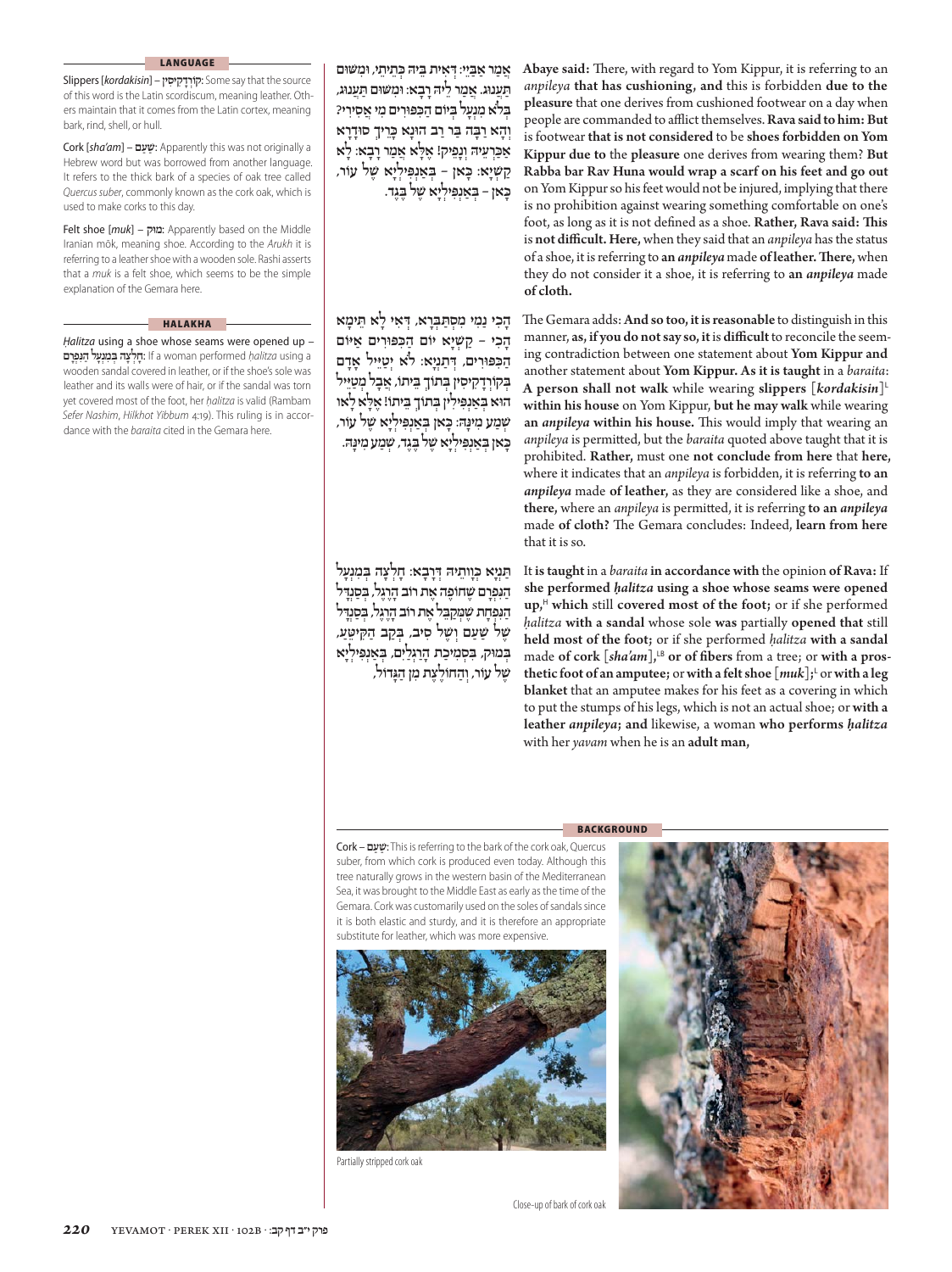## LANGUAGE

Slippers [*kordakisin*] – קוֹרְדָקִיסִין: Some say that the source of this word is the Latin scordiscum, meaning leather. Others maintain that it comes from the Latin cortex, meaning bark, rind, shell, or hull.

Cork [*sha'am*] – שַׁעַם: Apparently this was not originally a Hebrew word but was borrowed from another language. It refers to the thick bark of a species of oak tree called *Quercus suber*, commonly known as the cork oak, which is used to make corks to this day.

Felt shoe [*muk*] – מוּק: Apparently based on the Middle Iranian mōk, meaning shoe. According to the *Arukh* it is referring to a leather shoe with a wooden sole. Rashi asserts that a *muk* is a felt shoe, which seems to be the simple explanation of the Gemara here.

## HALAKHA

*Ḥalitza* using a shoe whose seams were opened up – חֲלִיצָה בְּמִנְעָל הַנִּפְרָם: If a woman performed *ḥalitza* using a wooden sandal covered in leather, or if the shoe's sole was leather and its walls were of hair, or if the sandal was torn yet covered most of the foot, her *ḥalitza* is valid (Rambam *Sefer Nashim*, *Hilkhot Yibbum* 4:19). This ruling is in accordance with the *baraita* cited in the Gemara here.

אָמַר אַבָּיֵי: דְּאִית בֵּיהּ כְּתִיתֵי, וּמִשּׁוּם תַּעֲנוּג. אָמַר לֵיהּ רָבָא: וּמִשּׁוּם תַּעֲנוּג, בְּלֹא מִנְעָל בְּיוֹם הַכִּפּוּרִים מִי אֲסִירִי? וְהָא רַבָּה בַּר רַב הוּנָא כָּרֵיךְ סוּדָרָא אַכַּרְעֵיהּ וְנָפֵיק! אֶלָּא אָמַר רָבָא: לָא קַשְׁיָא: כָּאן – בְּאַנְפִּילְיָא שֶׁל עוֹר, כָּאן – בְּאַנְפִּילְיָא שֶׁל בֶּגֶד.

**Abaye said:** There, with regard to Yom Kippur, it is referring to an *anpileya* **that has cushioning, and** this is forbidden **due to the pleasure** that one derives from cushioned footwear on a day when people are commanded to afflict themselves. **Rava said to him: But** is footwear **that is not considered** to be **shoes forbidden on Yom Kippur due to** the **pleasure** one derives from wearing them? **But Rabba bar Rav Huna would wrap a scarf on his feet and go out** on Yom Kippur so his feet would not be injured, implying that there is no prohibition against wearing something comfortable on one's foot, as long as it is not defined as a shoe. **Rather, Rava said: This** is **not difficult. Here,** when they said that an *anpileya* has the status of a shoe, it is referring to **an *anpileya*** made **of leather. There,** when they do not consider it a shoe, it is referring to **an *anpileya*** made **of cloth.**

הָכִי נַמִי מִסְתַּבְּרָא, דְּאִי לָא תֵּימָא הָכִי – קַשְׁיָא יוֹם הַכִּפּוּרִים אַיּוֹם הַכִּפּוּרִים, דְּתַנְיָא: לֹא יְטַיֵּיל אָדָם בְּקוֹרְדָקִיסִין בְּתוֹךְ בֵּיתוֹ, אֲבָל מְטַיֵּיל הוּא בְּאַנְפִּילִין בְּתוֹךְ בֵּיתוֹ! אֶלָּא לָאו שְׁמַע מִינַּהּ: כָּאן בְּאַנְפִּילְיָא שֶׁל עוֹר, כָּאן בְּאַנְפִּילְיָא שֶׁל בֶּגֶד, שְׁמַע מִינַּהּ.

The Gemara adds: **And so too, it is reasonable** to distinguish in this manner, **as, if you do not say so, it** is **difficult** to reconcile the seeming contradiction between one statement about **Yom Kippur and** another statement about **Yom Kippur. As it is taught** in a *baraita*: **A person shall not walk** while wearing **slippers** [***kordakisin***][L] **within his house** on Yom Kippur, **but he may walk** while wearing **an *anpileya* within his house.** This would imply that wearing an *anpileya* is permitted, but the *baraita* quoted above taught that it is prohibited. **Rather,** must one **not conclude from here** that **here,** where it indicates that an *anpileya* is forbidden, it is referring **to an *anpileya*** made **of leather,** as they are considered like a shoe, and **there,** where an *anpileya* is permitted, it is referring **to an *anpileya*** made **of cloth?** The Gemara concludes: Indeed, **learn from here** that it is so.

תַּנְיָא כְּוָותֵיהּ דְּרָבָא: חָלְצָה בְּמִנְעָל הַנִּפְרָם שֶׁחוֹפֶה אֶת רוֹב הָרֶגֶל, בְּסַנְדָּל הַנִּפְחָת שֶׁמְּקַבֵּל אֶת רוֹב הָרֶגֶל, בְּסַנְדָּל שֶׁל שַׁעַם וְשֶׁל סִיב, בְּקַב הַקִּיטֵעַ, בְּמוּק, בְּסָמִיכַת הָרַגְלַיִם, בְּאַנְפִּילְיָא שֶׁל עוֹר, וְהַחוֹלֶצֶת מִן הַגָּדוֹל,

It **is taught** in a *baraita* **in accordance with** the opinion **of Rava:** If **she performed *ḥalitza* using a shoe whose seams were opened up,**[H] **which** still **covered most of the foot;** or if she performed *ḥalitza* **with a sandal** whose sole **was** partially **opened that** still **held most of the foot;** or if she performed *ḥalitza* **with a sandal** made **of cork** [***sha'am***],[LB] **or of fibers** from a tree; or **with a prosthetic foot of an amputee;** or **with a felt shoe** [***muk***];[L] or **with a leg blanket** that an amputee makes for his feet as a covering in which to put the stumps of his legs, which is not an actual shoe; or **with a leather *anpileya*;** **and** likewise, a woman **who performs *ḥalitza*** with her *yavam* when he is an **adult man,**

## BACKGROUND

Cork – שַׁעַם: This is referring to the bark of the cork oak, Quercus suber, from which cork is produced even today. Although this tree naturally grows in the western basin of the Mediterranean Sea, it was brought to the Middle East as early as the time of the Gemara. Cork was customarily used on the soles of sandals since it is both elastic and sturdy, and it is therefore an appropriate substitute for leather, which was more expensive.

Partially stripped cork oak

Close-up of bark of cork oak